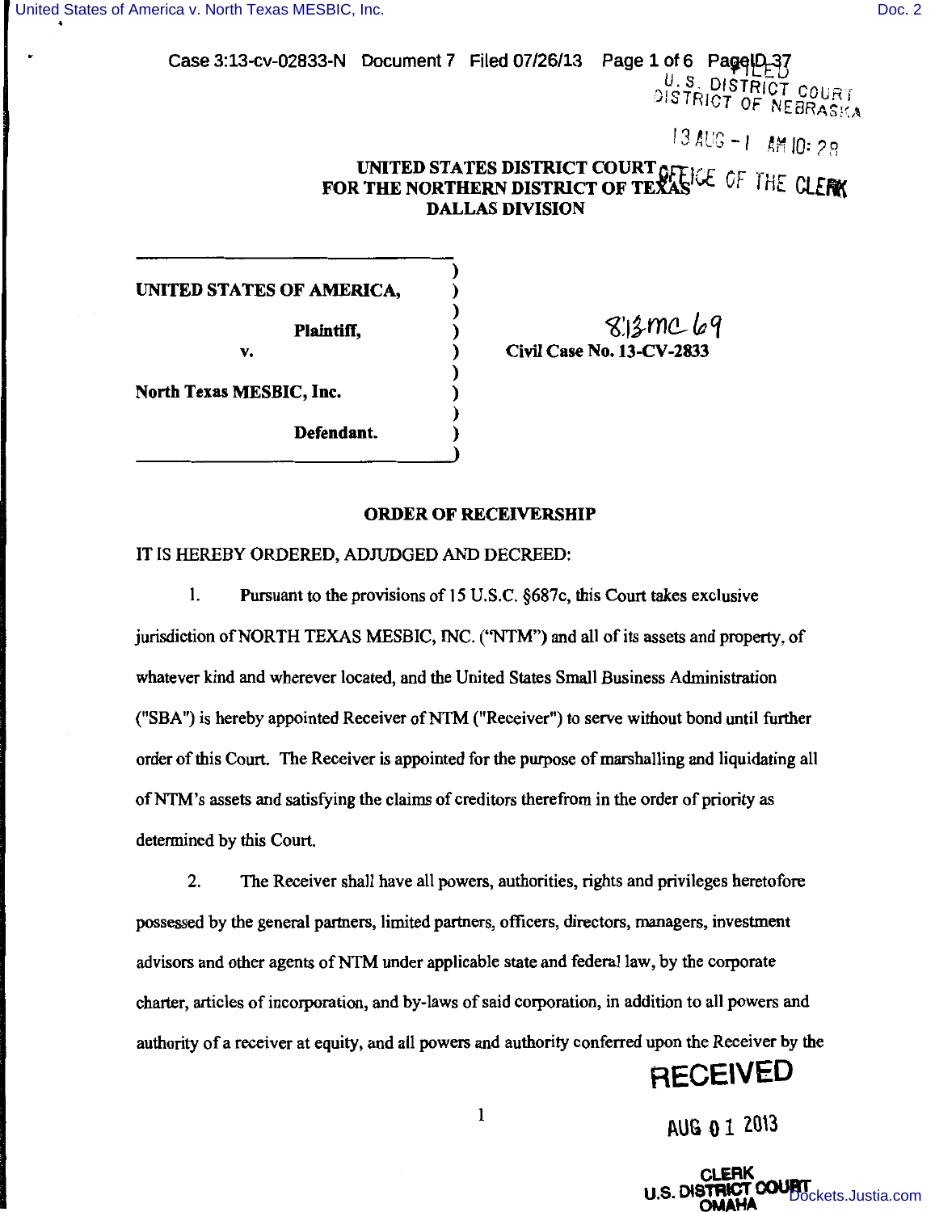Case 3:13-cv-02833-N Document 7 Filed 07/26/13 Page 1 of 6 PageID 37

FILED
U.S. DISTRICT COURT
DISTRICT OF NEBRASKA

13 AUG -1 AM 10: 28

OFFICE OF THE CLERK

**UNITED STATES DISTRICT COURT**
**FOR THE NORTHERN DISTRICT OF TEXAS**
**DALLAS DIVISION**

| | | |
|---|---|---|
| **UNITED STATES OF AMERICA,** | ) | |
| **Plaintiff,** | ) | 8:13mc69 |
| **v.** | ) | **Civil Case No. 13-CV-2833** |
| **North Texas MESBIC, Inc.** | ) | |
| **Defendant.** | ) | |

**ORDER OF RECEIVERSHIP**

IT IS HEREBY ORDERED, ADJUDGED AND DECREED:

1. Pursuant to the provisions of 15 U.S.C. §687c, this Court takes exclusive jurisdiction of NORTH TEXAS MESBIC, INC. ("NTM") and all of its assets and property, of whatever kind and wherever located, and the United States Small Business Administration ("SBA") is hereby appointed Receiver of NTM ("Receiver") to serve without bond until further order of this Court. The Receiver is appointed for the purpose of marshalling and liquidating all of NTM's assets and satisfying the claims of creditors therefrom in the order of priority as determined by this Court.

2. The Receiver shall have all powers, authorities, rights and privileges heretofore possessed by the general partners, limited partners, officers, directors, managers, investment advisors and other agents of NTM under applicable state and federal law, by the corporate charter, articles of incorporation, and by-laws of said corporation, in addition to all powers and authority of a receiver at equity, and all powers and authority conferred upon the Receiver by the

RECEIVED

AUG 01 2013

CLERK
U.S. DISTRICT COURT
OMAHA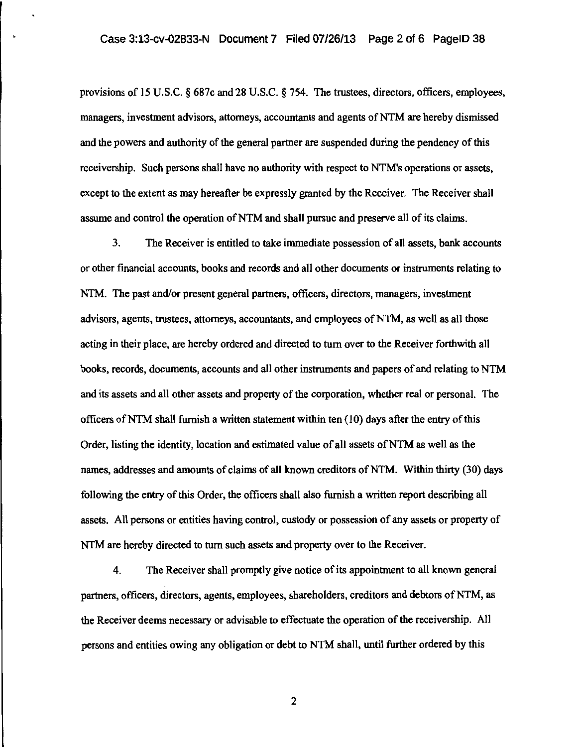provisions of 15 U.S.C. § 687c and 28 U.S.C. § 754. The trustees, directors, officers, employees, managers, investment advisors, attorneys, accountants and agents of NTM are hereby dismissed and the powers and authority of the general partner are suspended during the pendency of this receivership. Such persons shall have no authority with respect to NTM's operations or assets, except to the extent as may hereafter be expressly granted by the Receiver. The Receiver shall assume and control the operation of NTM and shall pursue and preserve all of its claims.

3. The Receiver is entitled to take immediate possession of all assets, bank accounts or other financial accounts, books and records and all other documents or instruments relating to NTM. The past and/or present general partners, officers, directors, managers, investment advisors, agents, trustees, attorneys, accountants, and employees of NTM, as well as all those acting in their place, are hereby ordered and directed to turn over to the Receiver forthwith all books, records, documents, accounts and all other instruments and papers of and relating to NTM and its assets and all other assets and property of the corporation, whether real or personal. The officers of NTM shall furnish a written statement within ten (10) days after the entry of this Order, listing the identity, location and estimated value of all assets of NTM as well as the names, addresses and amounts of claims of all known creditors of NTM. Within thirty (30) days following the entry of this Order, the officers shall also furnish a written report describing all assets. All persons or entities having control, custody or possession of any assets or property of NTM are hereby directed to turn such assets and property over to the Receiver.

4. The Receiver shall promptly give notice of its appointment to all known general partners, officers, directors, agents, employees, shareholders, creditors and debtors of NTM, as the Receiver deems necessary or advisable to effectuate the operation of the receivership. All persons and entities owing any obligation or debt to NTM shall, until further ordered by this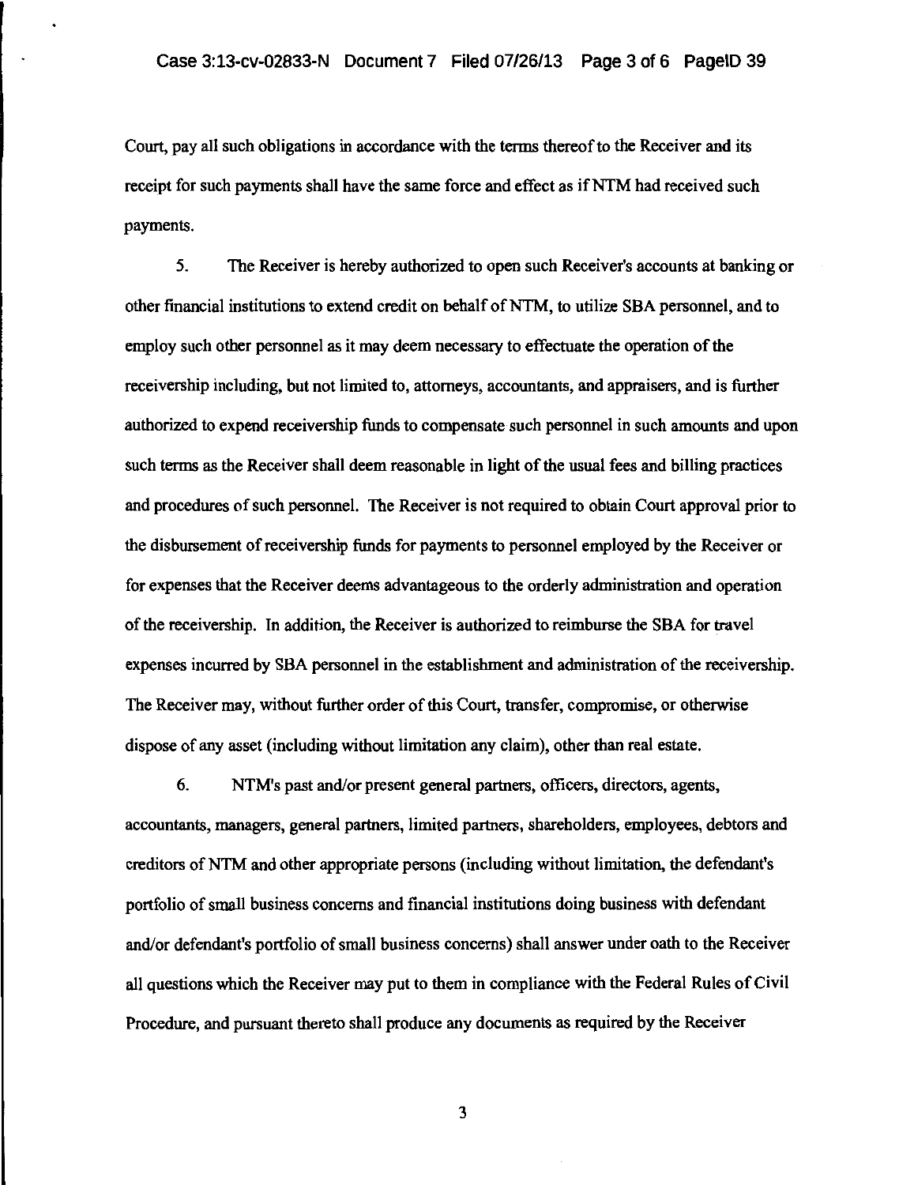Court, pay all such obligations in accordance with the terms thereof to the Receiver and its receipt for such payments shall have the same force and effect as if NTM had received such payments.

5. The Receiver is hereby authorized to open such Receiver's accounts at banking or other financial institutions to extend credit on behalf of NTM, to utilize SBA personnel, and to employ such other personnel as it may deem necessary to effectuate the operation of the receivership including, but not limited to, attorneys, accountants, and appraisers, and is further authorized to expend receivership funds to compensate such personnel in such amounts and upon such terms as the Receiver shall deem reasonable in light of the usual fees and billing practices and procedures of such personnel. The Receiver is not required to obtain Court approval prior to the disbursement of receivership funds for payments to personnel employed by the Receiver or for expenses that the Receiver deems advantageous to the orderly administration and operation of the receivership. In addition, the Receiver is authorized to reimburse the SBA for travel expenses incurred by SBA personnel in the establishment and administration of the receivership. The Receiver may, without further order of this Court, transfer, compromise, or otherwise dispose of any asset (including without limitation any claim), other than real estate.

6. NTM's past and/or present general partners, officers, directors, agents, accountants, managers, general partners, limited partners, shareholders, employees, debtors and creditors of NTM and other appropriate persons (including without limitation, the defendant's portfolio of small business concerns and financial institutions doing business with defendant and/or defendant's portfolio of small business concerns) shall answer under oath to the Receiver all questions which the Receiver may put to them in compliance with the Federal Rules of Civil Procedure, and pursuant thereto shall produce any documents as required by the Receiver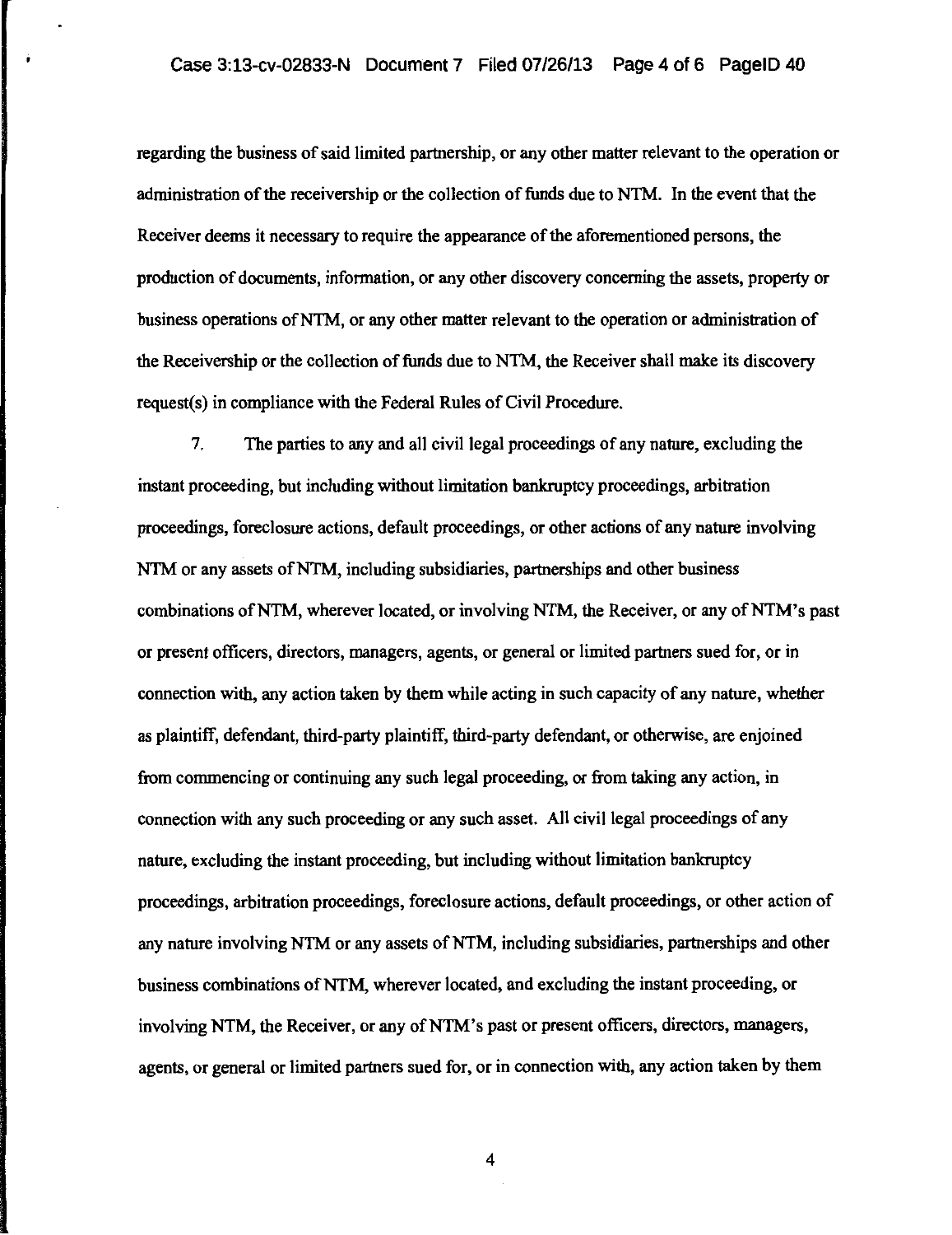regarding the business of said limited partnership, or any other matter relevant to the operation or administration of the receivership or the collection of funds due to NTM. In the event that the Receiver deems it necessary to require the appearance of the aforementioned persons, the production of documents, information, or any other discovery concerning the assets, property or business operations of NTM, or any other matter relevant to the operation or administration of the Receivership or the collection of funds due to NTM, the Receiver shall make its discovery request(s) in compliance with the Federal Rules of Civil Procedure.

7. The parties to any and all civil legal proceedings of any nature, excluding the instant proceeding, but including without limitation bankruptcy proceedings, arbitration proceedings, foreclosure actions, default proceedings, or other actions of any nature involving NTM or any assets of NTM, including subsidiaries, partnerships and other business combinations of NTM, wherever located, or involving NTM, the Receiver, or any of NTM's past or present officers, directors, managers, agents, or general or limited partners sued for, or in connection with, any action taken by them while acting in such capacity of any nature, whether as plaintiff, defendant, third-party plaintiff, third-party defendant, or otherwise, are enjoined from commencing or continuing any such legal proceeding, or from taking any action, in connection with any such proceeding or any such asset. All civil legal proceedings of any nature, excluding the instant proceeding, but including without limitation bankruptcy proceedings, arbitration proceedings, foreclosure actions, default proceedings, or other action of any nature involving NTM or any assets of NTM, including subsidiaries, partnerships and other business combinations of NTM, wherever located, and excluding the instant proceeding, or involving NTM, the Receiver, or any of NTM's past or present officers, directors, managers, agents, or general or limited partners sued for, or in connection with, any action taken by them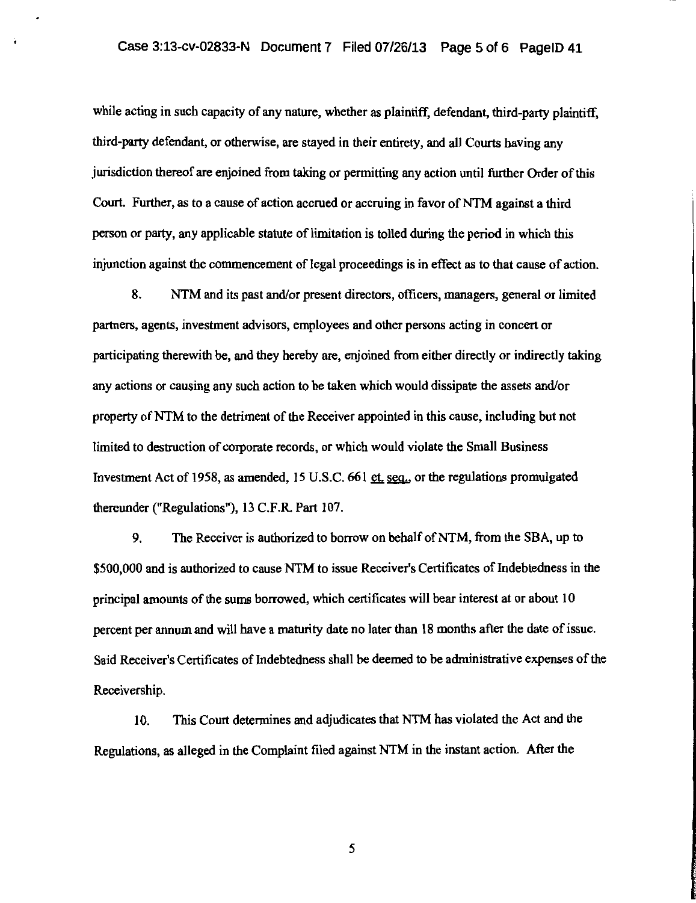while acting in such capacity of any nature, whether as plaintiff, defendant, third-party plaintiff, third-party defendant, or otherwise, are stayed in their entirety, and all Courts having any jurisdiction thereof are enjoined from taking or permitting any action until further Order of this Court. Further, as to a cause of action accrued or accruing in favor of NTM against a third person or party, any applicable statute of limitation is tolled during the period in which this injunction against the commencement of legal proceedings is in effect as to that cause of action.

8. NTM and its past and/or present directors, officers, managers, general or limited partners, agents, investment advisors, employees and other persons acting in concert or participating therewith be, and they hereby are, enjoined from either directly or indirectly taking any actions or causing any such action to be taken which would dissipate the assets and/or property of NTM to the detriment of the Receiver appointed in this cause, including but not limited to destruction of corporate records, or which would violate the Small Business Investment Act of 1958, as amended, 15 U.S.C. 661 et. seq., or the regulations promulgated thereunder ("Regulations"), 13 C.F.R. Part 107.

9. The Receiver is authorized to borrow on behalf of NTM, from the SBA, up to $500,000 and is authorized to cause NTM to issue Receiver's Certificates of Indebtedness in the principal amounts of the sums borrowed, which certificates will bear interest at or about 10 percent per annum and will have a maturity date no later than 18 months after the date of issue. Said Receiver's Certificates of Indebtedness shall be deemed to be administrative expenses of the Receivership.

10. This Court determines and adjudicates that NTM has violated the Act and the Regulations, as alleged in the Complaint filed against NTM in the instant action. After the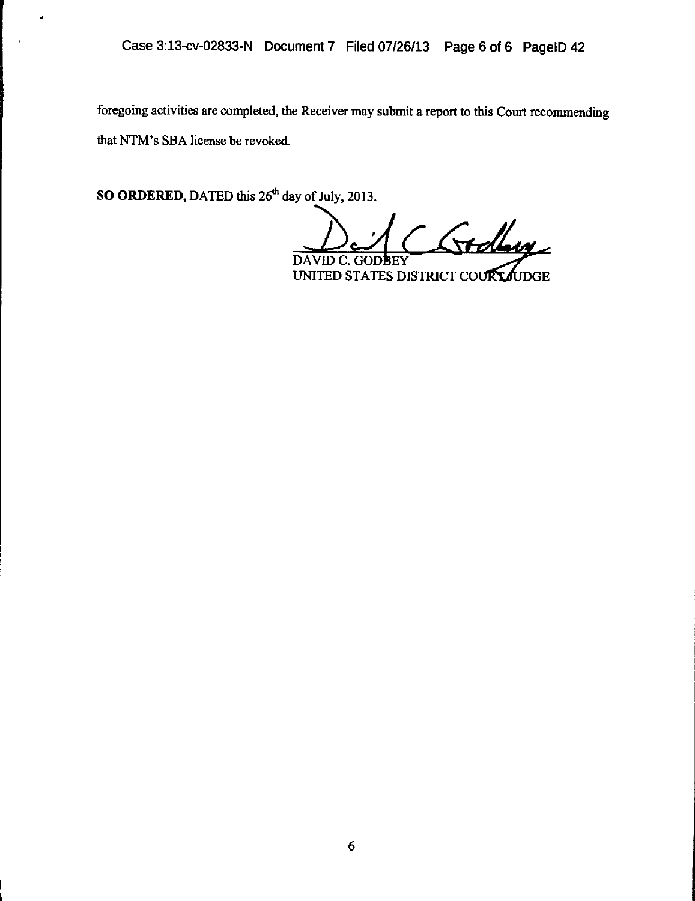foregoing activities are completed, the Receiver may submit a report to this Court recommending that NTM's SBA license be revoked.

**SO ORDERED,** DATED this 26th day of July, 2013.

DAVID C. GODBEY
UNITED STATES DISTRICT COURT JUDGE